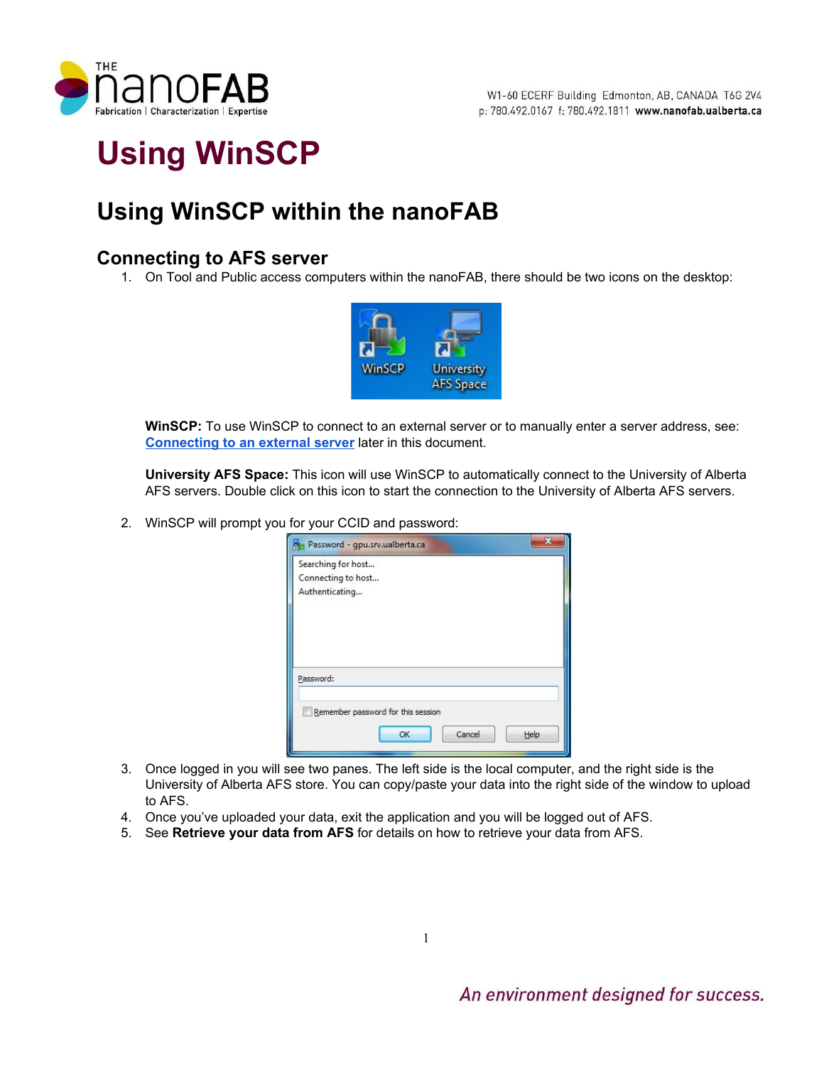# Using WinSCP

## Using WinSCP within the nanoFAB

### Connecting to AFS server

1. On Tool and Public access computers within the nanoFAB, there should be two icons on the desktop:

   **WinSCP:** To use WinSCP to connect to an external server or to manually enter a server address, see: [Connecting to an external server](#) later in this document.

   **University AFS Space:** This icon will use WinSCP to automatically connect to the University of Alberta AFS servers. Double click on this icon to start the connection to the University of Alberta AFS servers.

2. WinSCP will prompt you for your CCID and password:

3. Once logged in you will see two panes. The left side is the local computer, and the right side is the University of Alberta AFS store. You can copy/paste your data into the right side of the window to upload to AFS.
4. Once you've uploaded your data, exit the application and you will be logged out of AFS.
5. See **Retrieve your data from AFS** for details on how to retrieve your data from AFS.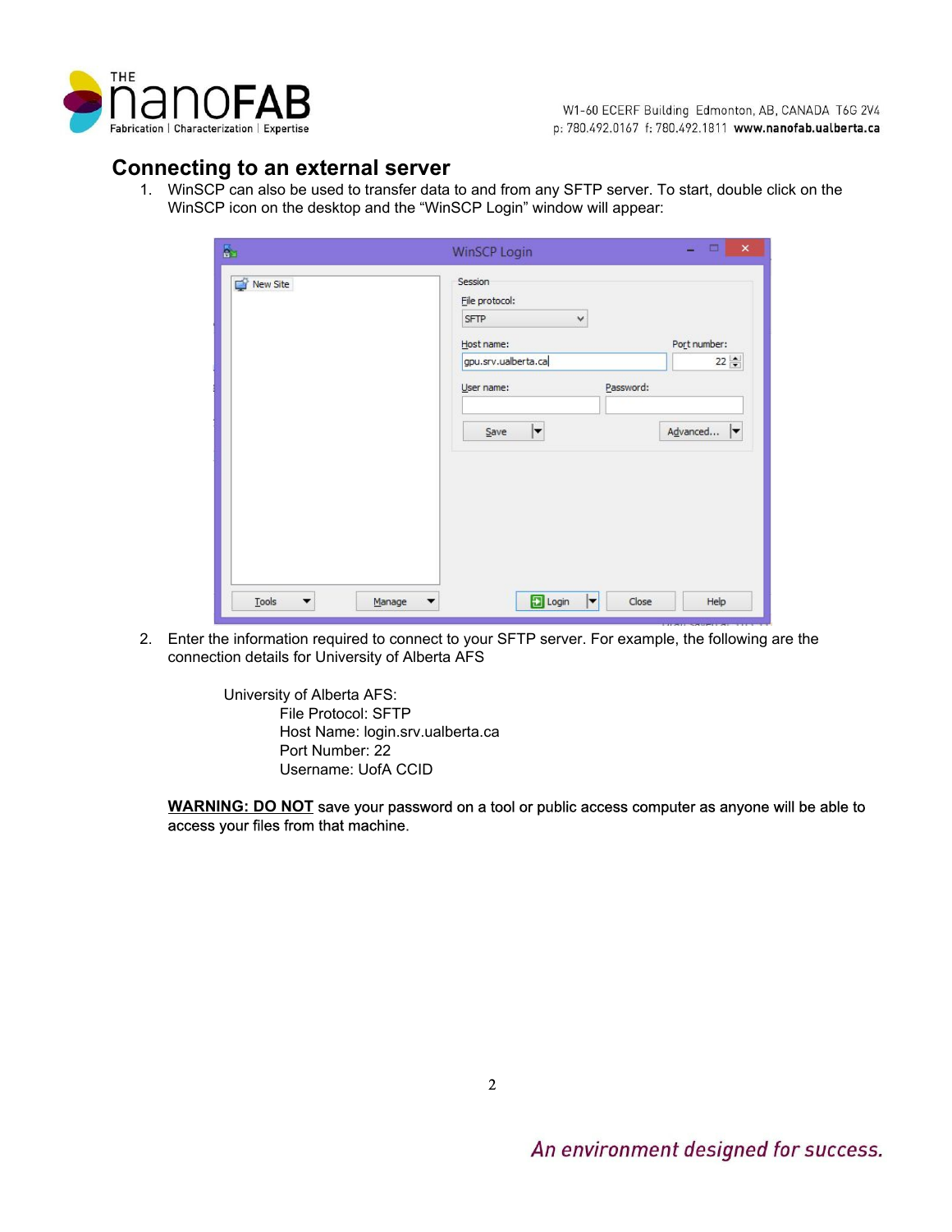## Connecting to an external server

1. WinSCP can also be used to transfer data to and from any SFTP server. To start, double click on the WinSCP icon on the desktop and the "WinSCP Login" window will appear:

2. Enter the information required to connect to your SFTP server. For example, the following are the connection details for University of Alberta AFS

   University of Alberta AFS:
   - File Protocol: SFTP
   - Host Name: login.srv.ualberta.ca
   - Port Number: 22
   - Username: UofA CCID

   **WARNING: DO NOT** save your password on a tool or public access computer as anyone will be able to access your files from that machine.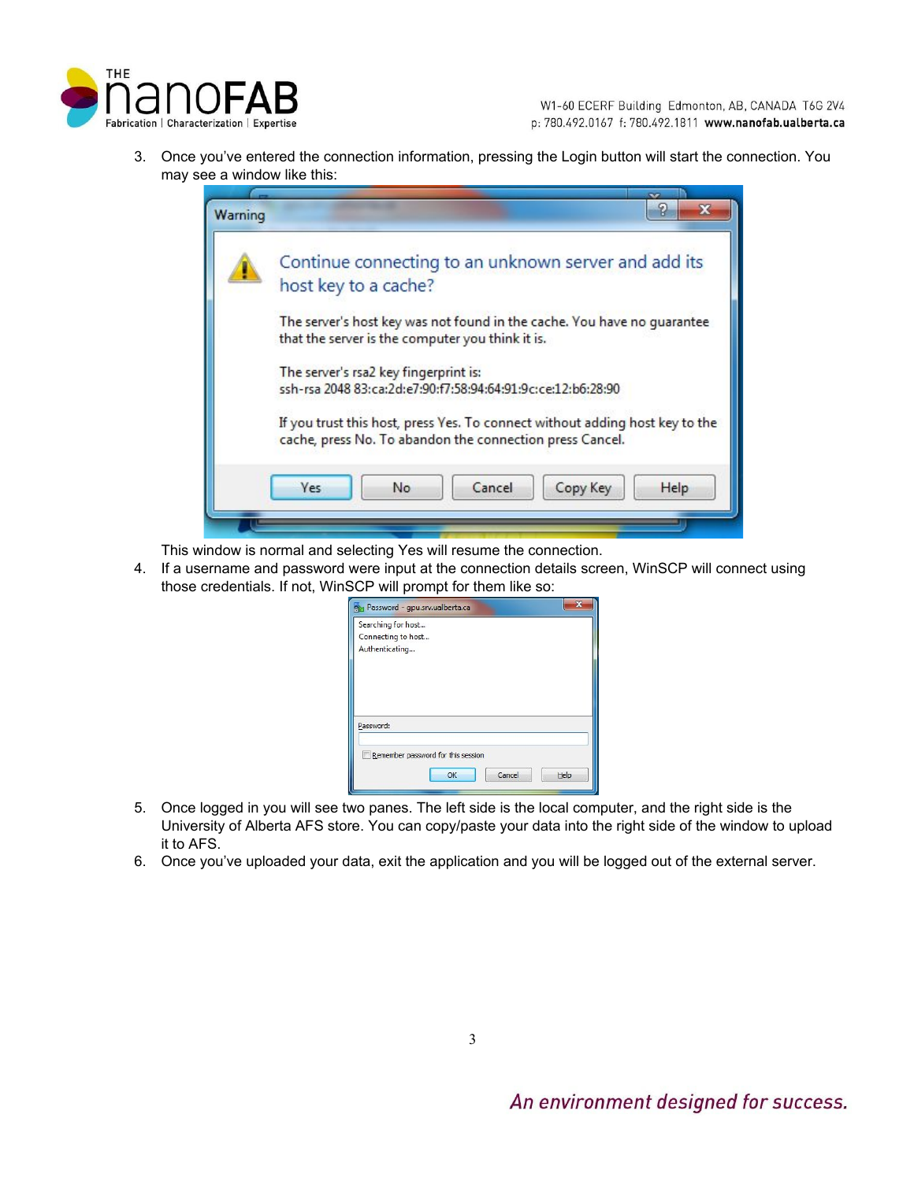3. Once you've entered the connection information, pressing the Login button will start the connection. You may see a window like this:

   This window is normal and selecting Yes will resume the connection.

4. If a username and password were input at the connection details screen, WinSCP will connect using those credentials. If not, WinSCP will prompt for them like so:

5. Once logged in you will see two panes. The left side is the local computer, and the right side is the University of Alberta AFS store. You can copy/paste your data into the right side of the window to upload it to AFS.
6. Once you've uploaded your data, exit the application and you will be logged out of the external server.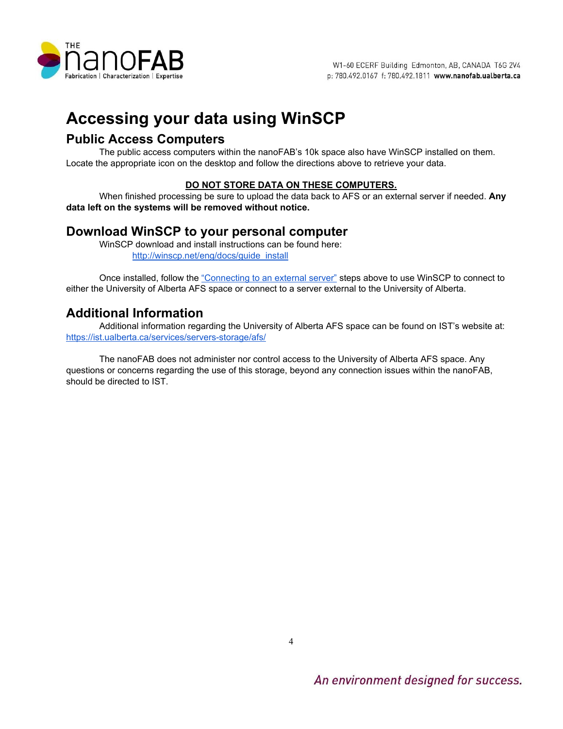# Accessing your data using WinSCP

## Public Access Computers

The public access computers within the nanoFAB's 10k space also have WinSCP installed on them. Locate the appropriate icon on the desktop and follow the directions above to retrieve your data.

**DO NOT STORE DATA ON THESE COMPUTERS.**

When finished processing be sure to upload the data back to AFS or an external server if needed. **Any data left on the systems will be removed without notice.**

## Download WinSCP to your personal computer

WinSCP download and install instructions can be found here:

http://winscp.net/eng/docs/guide_install

Once installed, follow the "Connecting to an external server" steps above to use WinSCP to connect to either the University of Alberta AFS space or connect to a server external to the University of Alberta.

## Additional Information

Additional information regarding the University of Alberta AFS space can be found on IST's website at: https://ist.ualberta.ca/services/servers-storage/afs/

The nanoFAB does not administer nor control access to the University of Alberta AFS space. Any questions or concerns regarding the use of this storage, beyond any connection issues within the nanoFAB, should be directed to IST.